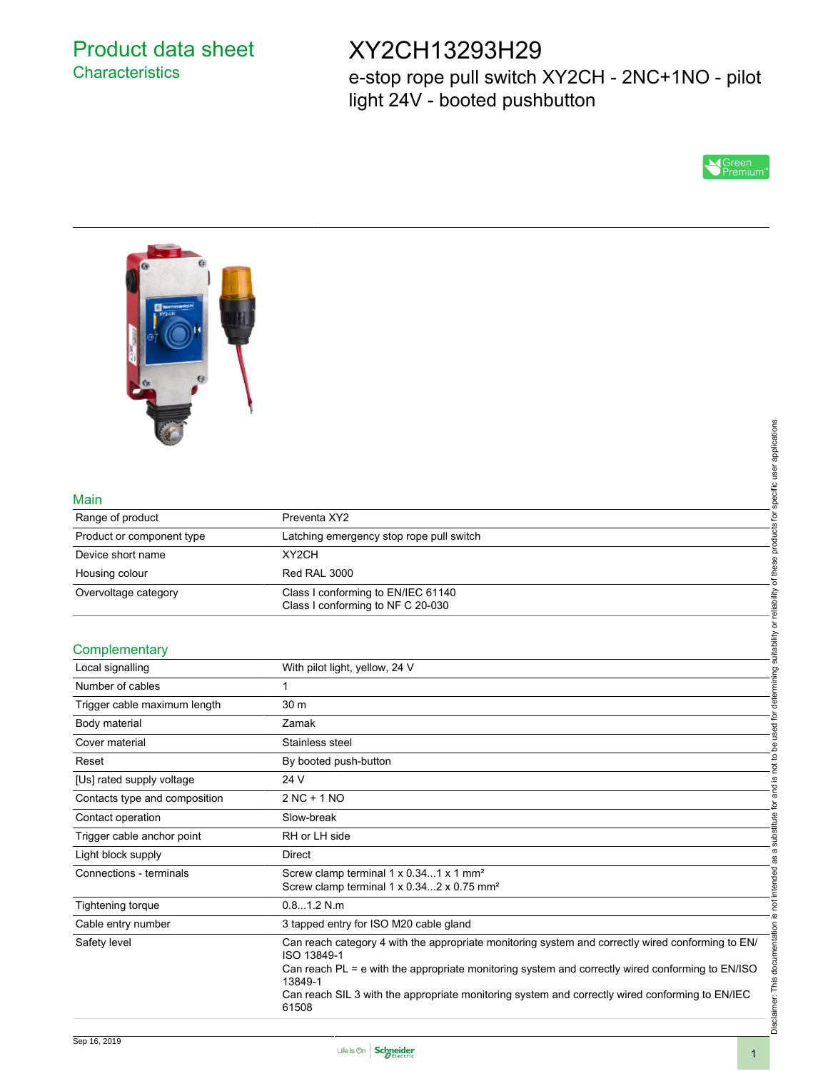# Product data sheet
## Characteristics

# XY2CH13293H29

e-stop rope pull switch XY2CH - 2NC+1NO - pilot light 24V - booted pushbutton

## Main

| | |
|---|---|
| Range of product | Preventa XY2 |
| Product or component type | Latching emergency stop rope pull switch |
| Device short name | XY2CH |
| Housing colour | Red RAL 3000 |
| Overvoltage category | Class I conforming to EN/IEC 61140<br>Class I conforming to NF C 20-030 |

## Complementary

| | |
|---|---|
| Local signalling | With pilot light, yellow, 24 V |
| Number of cables | 1 |
| Trigger cable maximum length | 30 m |
| Body material | Zamak |
| Cover material | Stainless steel |
| Reset | By booted push-button |
| [Us] rated supply voltage | 24 V |
| Contacts type and composition | 2 NC + 1 NO |
| Contact operation | Slow-break |
| Trigger cable anchor point | RH or LH side |
| Light block supply | Direct |
| Connections - terminals | Screw clamp terminal 1 x 0.34...1 x 1 mm²<br>Screw clamp terminal 1 x 0.34...2 x 0.75 mm² |
| Tightening torque | 0.8...1.2 N.m |
| Cable entry number | 3 tapped entry for ISO M20 cable gland |
| Safety level | Can reach category 4 with the appropriate monitoring system and correctly wired conforming to EN/ISO 13849-1<br>Can reach PL = e with the appropriate monitoring system and correctly wired conforming to EN/ISO 13849-1<br>Can reach SIL 3 with the appropriate monitoring system and correctly wired conforming to EN/IEC 61508 |

Disclaimer: This documentation is not intended as a substitute for and is not to be used for determining suitability or reliability of these products for specific user applications

Sep 16, 2019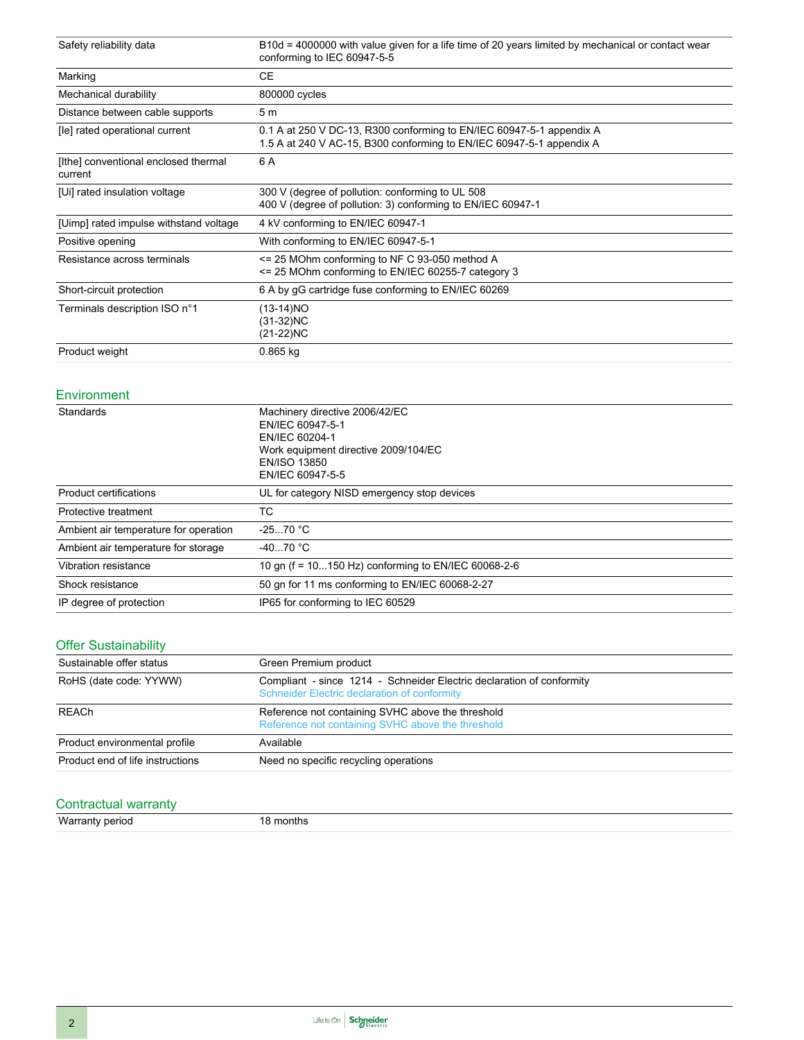| | |
|---|---|
| Safety reliability data | B10d = 4000000 with value given for a life time of 20 years limited by mechanical or contact wear conforming to IEC 60947-5-5 |
| Marking | CE |
| Mechanical durability | 800000 cycles |
| Distance between cable supports | 5 m |
| [Ie] rated operational current | 0.1 A at 250 V DC-13, R300 conforming to EN/IEC 60947-5-1 appendix A<br>1.5 A at 240 V AC-15, B300 conforming to EN/IEC 60947-5-1 appendix A |
| [Ithe] conventional enclosed thermal current | 6 A |
| [Ui] rated insulation voltage | 300 V (degree of pollution: conforming to UL 508<br>400 V (degree of pollution: 3) conforming to EN/IEC 60947-1 |
| [Uimp] rated impulse withstand voltage | 4 kV conforming to EN/IEC 60947-1 |
| Positive opening | With conforming to EN/IEC 60947-5-1 |
| Resistance across terminals | <= 25 MOhm conforming to NF C 93-050 method A<br><= 25 MOhm conforming to EN/IEC 60255-7 category 3 |
| Short-circuit protection | 6 A by gG cartridge fuse conforming to EN/IEC 60269 |
| Terminals description ISO n°1 | (13-14)NO<br>(31-32)NC<br>(21-22)NC |
| Product weight | 0.865 kg |

## Environment

| | |
|---|---|
| Standards | Machinery directive 2006/42/EC<br>EN/IEC 60947-5-1<br>EN/IEC 60204-1<br>Work equipment directive 2009/104/EC<br>EN/ISO 13850<br>EN/IEC 60947-5-5 |
| Product certifications | UL for category NISD emergency stop devices |
| Protective treatment | TC |
| Ambient air temperature for operation | -25...70 °C |
| Ambient air temperature for storage | -40...70 °C |
| Vibration resistance | 10 gn (f = 10...150 Hz) conforming to EN/IEC 60068-2-6 |
| Shock resistance | 50 gn for 11 ms conforming to EN/IEC 60068-2-27 |
| IP degree of protection | IP65 for conforming to IEC 60529 |

## Offer Sustainability

| | |
|---|---|
| Sustainable offer status | Green Premium product |
| RoHS (date code: YYWW) | Compliant - since 1214 - Schneider Electric declaration of conformity<br>Schneider Electric declaration of conformity |
| REACh | Reference not containing SVHC above the threshold<br>Reference not containing SVHC above the threshold |
| Product environmental profile | Available |
| Product end of life instructions | Need no specific recycling operations |

## Contractual warranty

| | |
|---|---|
| Warranty period | 18 months |